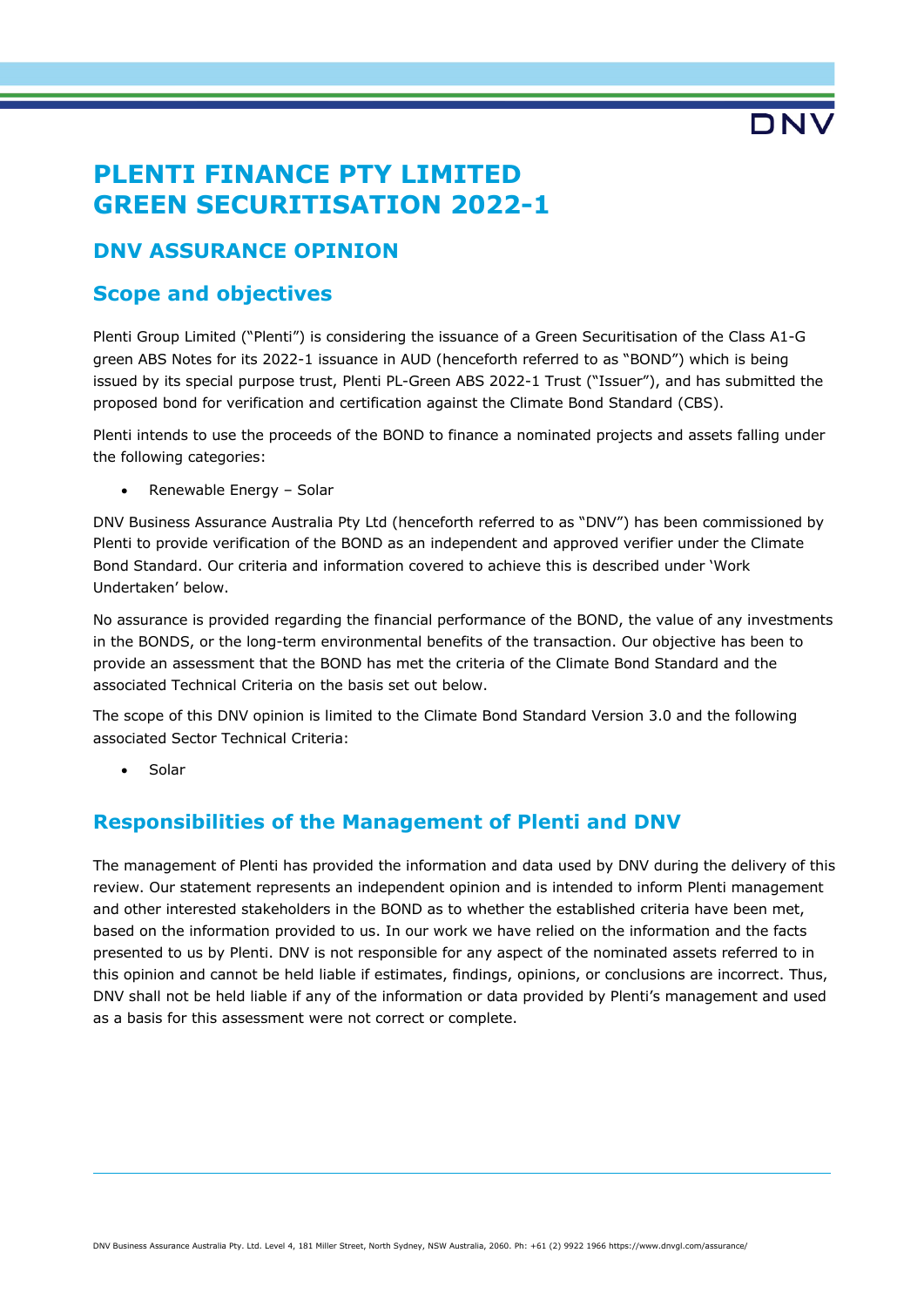# PLENTI FINANCE PTY LIMITED
# GREEN SECURITISATION 2022-1

## DNV ASSURANCE OPINION

## Scope and objectives

Plenti Group Limited ("Plenti") is considering the issuance of a Green Securitisation of the Class A1-G green ABS Notes for its 2022-1 issuance in AUD (henceforth referred to as "BOND") which is being issued by its special purpose trust, Plenti PL-Green ABS 2022-1 Trust ("Issuer"), and has submitted the proposed bond for verification and certification against the Climate Bond Standard (CBS).

Plenti intends to use the proceeds of the BOND to finance a nominated projects and assets falling under the following categories:

- Renewable Energy – Solar

DNV Business Assurance Australia Pty Ltd (henceforth referred to as "DNV") has been commissioned by Plenti to provide verification of the BOND as an independent and approved verifier under the Climate Bond Standard. Our criteria and information covered to achieve this is described under 'Work Undertaken' below.

No assurance is provided regarding the financial performance of the BOND, the value of any investments in the BONDS, or the long-term environmental benefits of the transaction. Our objective has been to provide an assessment that the BOND has met the criteria of the Climate Bond Standard and the associated Technical Criteria on the basis set out below.

The scope of this DNV opinion is limited to the Climate Bond Standard Version 3.0 and the following associated Sector Technical Criteria:

- Solar

## Responsibilities of the Management of Plenti and DNV

The management of Plenti has provided the information and data used by DNV during the delivery of this review. Our statement represents an independent opinion and is intended to inform Plenti management and other interested stakeholders in the BOND as to whether the established criteria have been met, based on the information provided to us. In our work we have relied on the information and the facts presented to us by Plenti. DNV is not responsible for any aspect of the nominated assets referred to in this opinion and cannot be held liable if estimates, findings, opinions, or conclusions are incorrect. Thus, DNV shall not be held liable if any of the information or data provided by Plenti's management and used as a basis for this assessment were not correct or complete.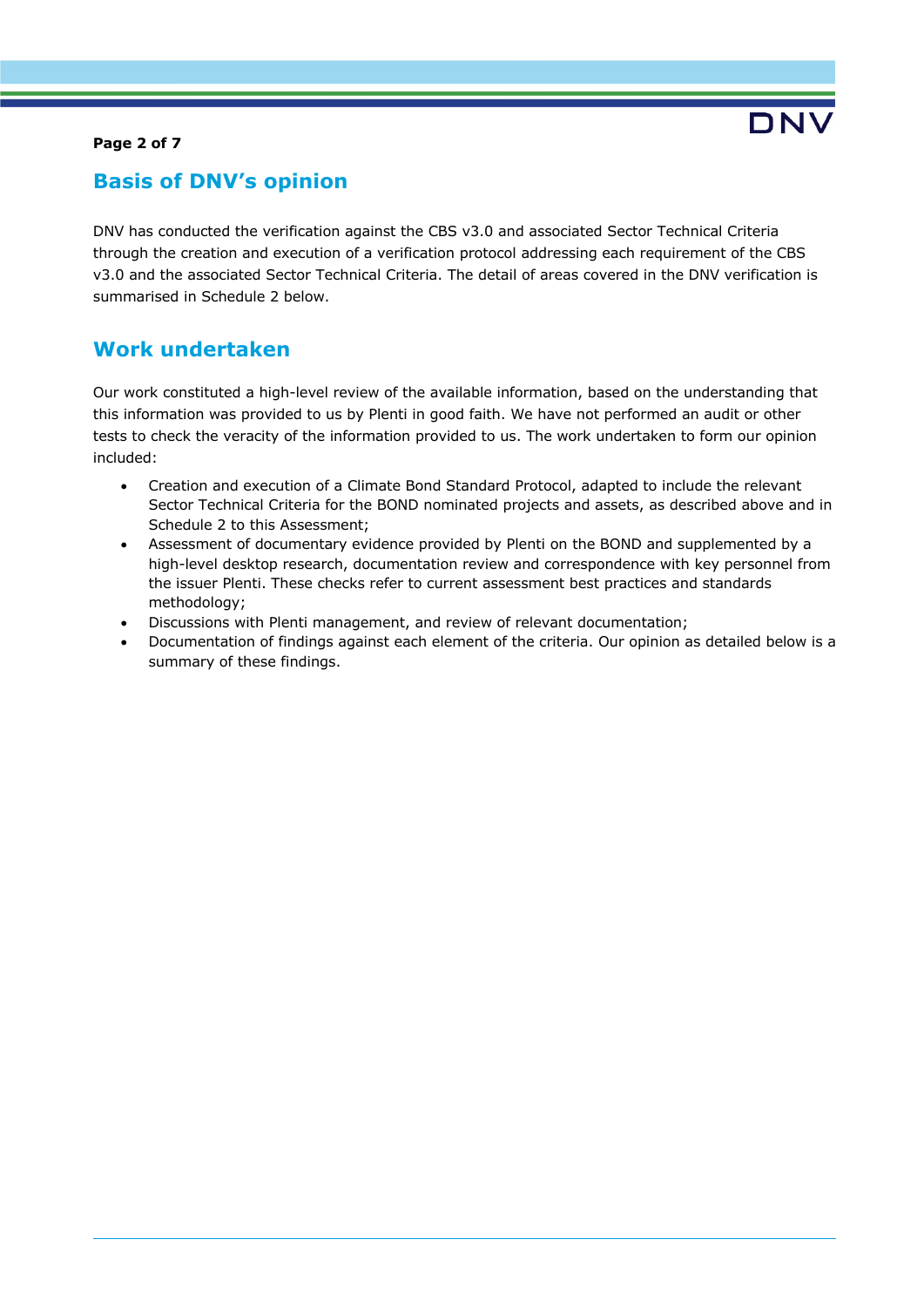## Basis of DNV's opinion

DNV has conducted the verification against the CBS v3.0 and associated Sector Technical Criteria through the creation and execution of a verification protocol addressing each requirement of the CBS v3.0 and the associated Sector Technical Criteria. The detail of areas covered in the DNV verification is summarised in Schedule 2 below.

## Work undertaken

Our work constituted a high-level review of the available information, based on the understanding that this information was provided to us by Plenti in good faith. We have not performed an audit or other tests to check the veracity of the information provided to us. The work undertaken to form our opinion included:

- Creation and execution of a Climate Bond Standard Protocol, adapted to include the relevant Sector Technical Criteria for the BOND nominated projects and assets, as described above and in Schedule 2 to this Assessment;
- Assessment of documentary evidence provided by Plenti on the BOND and supplemented by a high-level desktop research, documentation review and correspondence with key personnel from the issuer Plenti. These checks refer to current assessment best practices and standards methodology;
- Discussions with Plenti management, and review of relevant documentation;
- Documentation of findings against each element of the criteria. Our opinion as detailed below is a summary of these findings.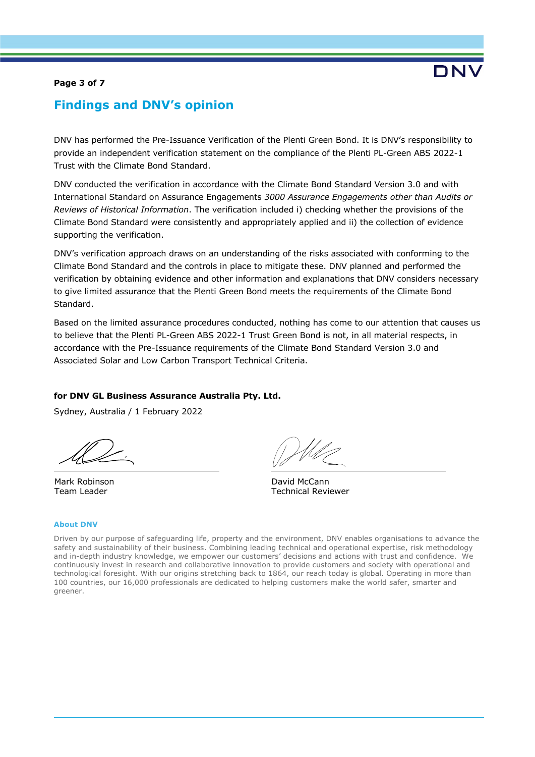## Findings and DNV's opinion

DNV has performed the Pre-Issuance Verification of the Plenti Green Bond. It is DNV's responsibility to provide an independent verification statement on the compliance of the Plenti PL-Green ABS 2022-1 Trust with the Climate Bond Standard.

DNV conducted the verification in accordance with the Climate Bond Standard Version 3.0 and with International Standard on Assurance Engagements *3000 Assurance Engagements other than Audits or Reviews of Historical Information*. The verification included i) checking whether the provisions of the Climate Bond Standard were consistently and appropriately applied and ii) the collection of evidence supporting the verification.

DNV's verification approach draws on an understanding of the risks associated with conforming to the Climate Bond Standard and the controls in place to mitigate these. DNV planned and performed the verification by obtaining evidence and other information and explanations that DNV considers necessary to give limited assurance that the Plenti Green Bond meets the requirements of the Climate Bond Standard.

Based on the limited assurance procedures conducted, nothing has come to our attention that causes us to believe that the Plenti PL-Green ABS 2022-1 Trust Green Bond is not, in all material respects, in accordance with the Pre-Issuance requirements of the Climate Bond Standard Version 3.0 and Associated Solar and Low Carbon Transport Technical Criteria.

**for DNV GL Business Assurance Australia Pty. Ltd.**

Sydney, Australia / 1 February 2022

Mark Robinson
Team Leader

David McCann
Technical Reviewer

#### About DNV

Driven by our purpose of safeguarding life, property and the environment, DNV enables organisations to advance the safety and sustainability of their business. Combining leading technical and operational expertise, risk methodology and in-depth industry knowledge, we empower our customers' decisions and actions with trust and confidence. We continuously invest in research and collaborative innovation to provide customers and society with operational and technological foresight. With our origins stretching back to 1864, our reach today is global. Operating in more than 100 countries, our 16,000 professionals are dedicated to helping customers make the world safer, smarter and greener.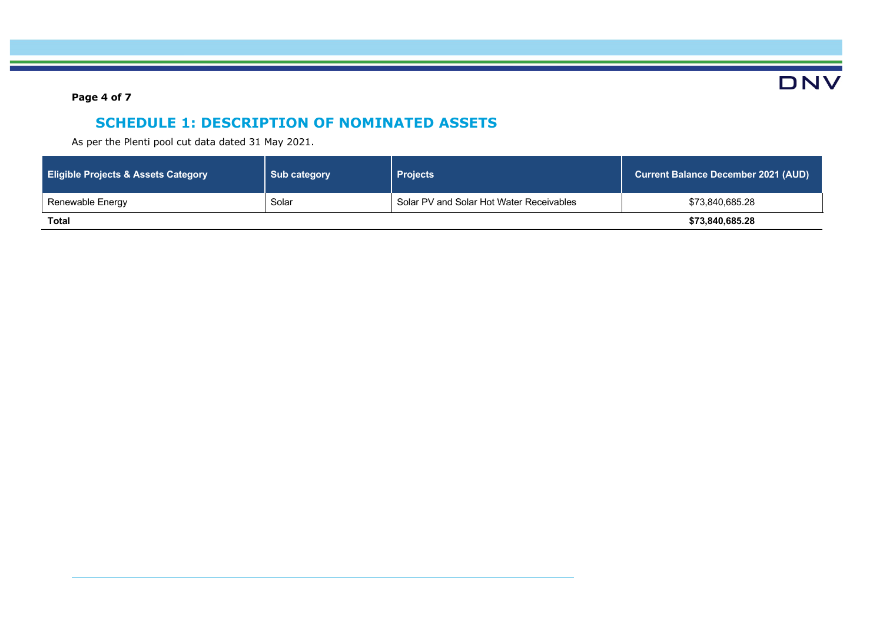## SCHEDULE 1: DESCRIPTION OF NOMINATED ASSETS

As per the Plenti pool cut data dated 31 May 2021.

| Eligible Projects & Assets Category | Sub category | Projects | Current Balance December 2021 (AUD) |
|---|---|---|---|
| Renewable Energy | Solar | Solar PV and Solar Hot Water Receivables | $73,840,685.28 |
| **Total** | | | **$73,840,685.28** |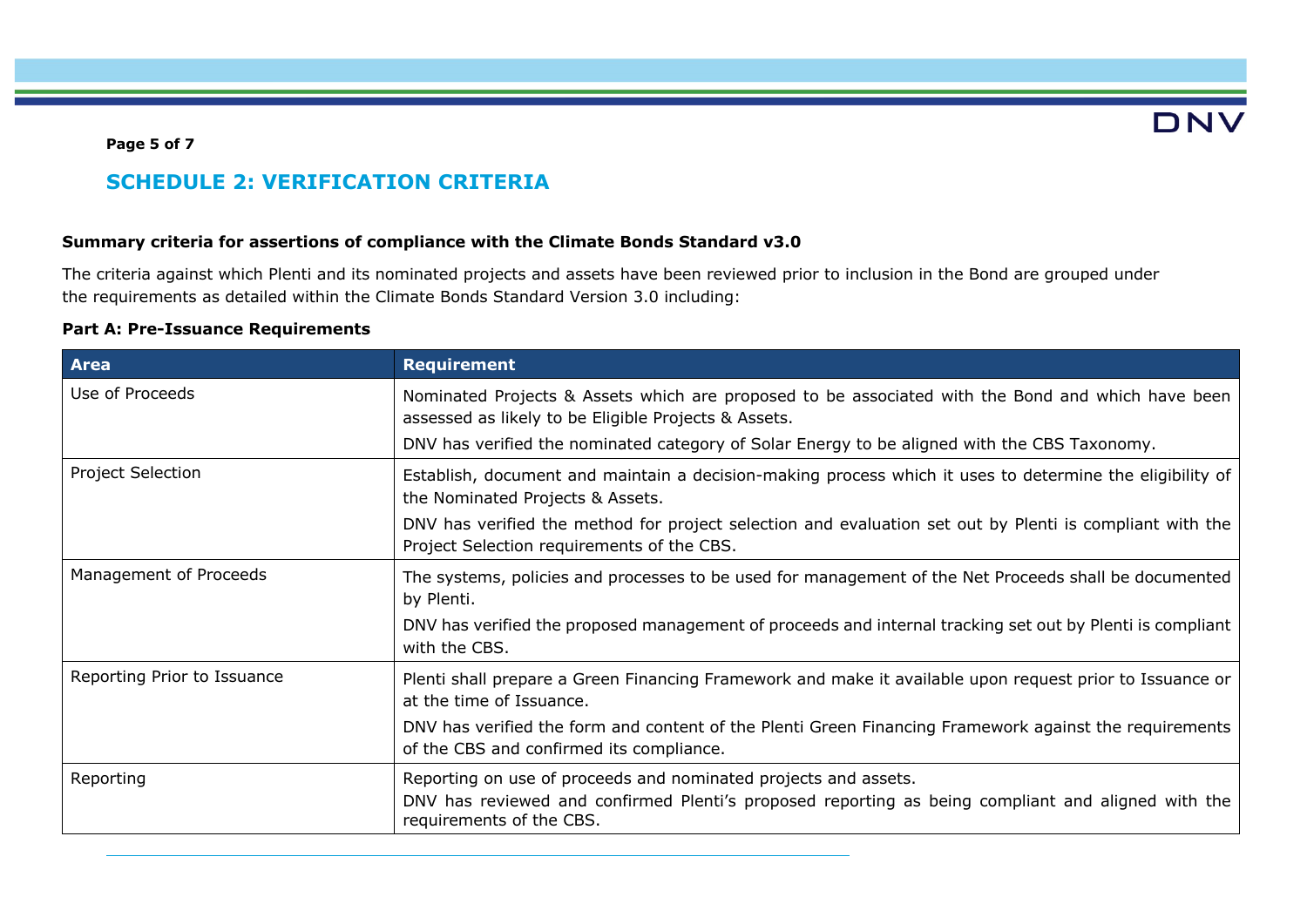## SCHEDULE 2: VERIFICATION CRITERIA

**Summary criteria for assertions of compliance with the Climate Bonds Standard v3.0**

The criteria against which Plenti and its nominated projects and assets have been reviewed prior to inclusion in the Bond are grouped under the requirements as detailed within the Climate Bonds Standard Version 3.0 including:

**Part A: Pre-Issuance Requirements**

| Area | Requirement |
|---|---|
| Use of Proceeds | Nominated Projects & Assets which are proposed to be associated with the Bond and which have been assessed as likely to be Eligible Projects & Assets.<br>DNV has verified the nominated category of Solar Energy to be aligned with the CBS Taxonomy. |
| Project Selection | Establish, document and maintain a decision-making process which it uses to determine the eligibility of the Nominated Projects & Assets.<br>DNV has verified the method for project selection and evaluation set out by Plenti is compliant with the Project Selection requirements of the CBS. |
| Management of Proceeds | The systems, policies and processes to be used for management of the Net Proceeds shall be documented by Plenti.<br>DNV has verified the proposed management of proceeds and internal tracking set out by Plenti is compliant with the CBS. |
| Reporting Prior to Issuance | Plenti shall prepare a Green Financing Framework and make it available upon request prior to Issuance or at the time of Issuance.<br>DNV has verified the form and content of the Plenti Green Financing Framework against the requirements of the CBS and confirmed its compliance. |
| Reporting | Reporting on use of proceeds and nominated projects and assets.<br>DNV has reviewed and confirmed Plenti's proposed reporting as being compliant and aligned with the requirements of the CBS. |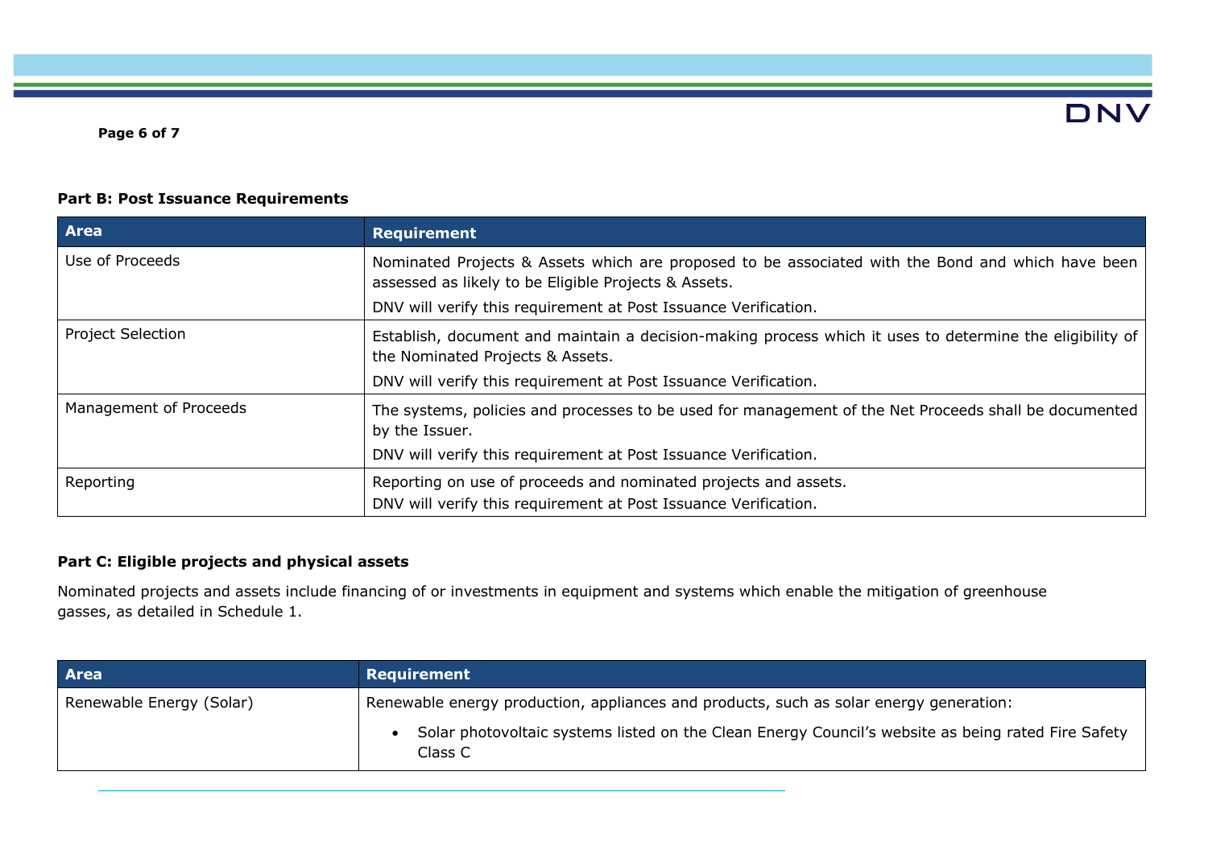**Part B: Post Issuance Requirements**

| Area | Requirement |
|---|---|
| Use of Proceeds | Nominated Projects & Assets which are proposed to be associated with the Bond and which have been assessed as likely to be Eligible Projects & Assets.<br>DNV will verify this requirement at Post Issuance Verification. |
| Project Selection | Establish, document and maintain a decision-making process which it uses to determine the eligibility of the Nominated Projects & Assets.<br>DNV will verify this requirement at Post Issuance Verification. |
| Management of Proceeds | The systems, policies and processes to be used for management of the Net Proceeds shall be documented by the Issuer.<br>DNV will verify this requirement at Post Issuance Verification. |
| Reporting | Reporting on use of proceeds and nominated projects and assets.<br>DNV will verify this requirement at Post Issuance Verification. |

**Part C: Eligible projects and physical assets**

Nominated projects and assets include financing of or investments in equipment and systems which enable the mitigation of greenhouse gasses, as detailed in Schedule 1.

| Area | Requirement |
|---|---|
| Renewable Energy (Solar) | Renewable energy production, appliances and products, such as solar energy generation:<br>• Solar photovoltaic systems listed on the Clean Energy Council's website as being rated Fire Safety Class C |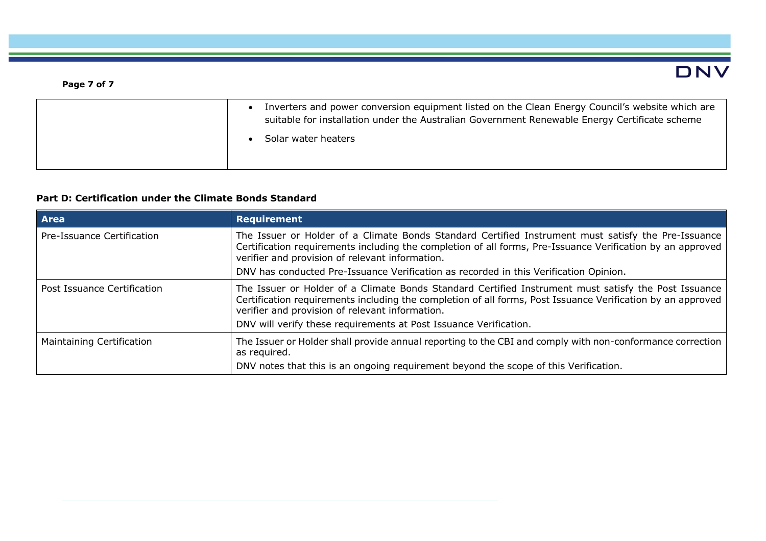| | |
|---|---|
| | • Inverters and power conversion equipment listed on the Clean Energy Council's website which are suitable for installation under the Australian Government Renewable Energy Certificate scheme<br>• Solar water heaters |

**Part D: Certification under the Climate Bonds Standard**

| Area | Requirement |
|---|---|
| Pre-Issuance Certification | The Issuer or Holder of a Climate Bonds Standard Certified Instrument must satisfy the Pre-Issuance Certification requirements including the completion of all forms, Pre-Issuance Verification by an approved verifier and provision of relevant information.<br>DNV has conducted Pre-Issuance Verification as recorded in this Verification Opinion. |
| Post Issuance Certification | The Issuer or Holder of a Climate Bonds Standard Certified Instrument must satisfy the Post Issuance Certification requirements including the completion of all forms, Post Issuance Verification by an approved verifier and provision of relevant information.<br>DNV will verify these requirements at Post Issuance Verification. |
| Maintaining Certification | The Issuer or Holder shall provide annual reporting to the CBI and comply with non-conformance correction as required.<br>DNV notes that this is an ongoing requirement beyond the scope of this Verification. |